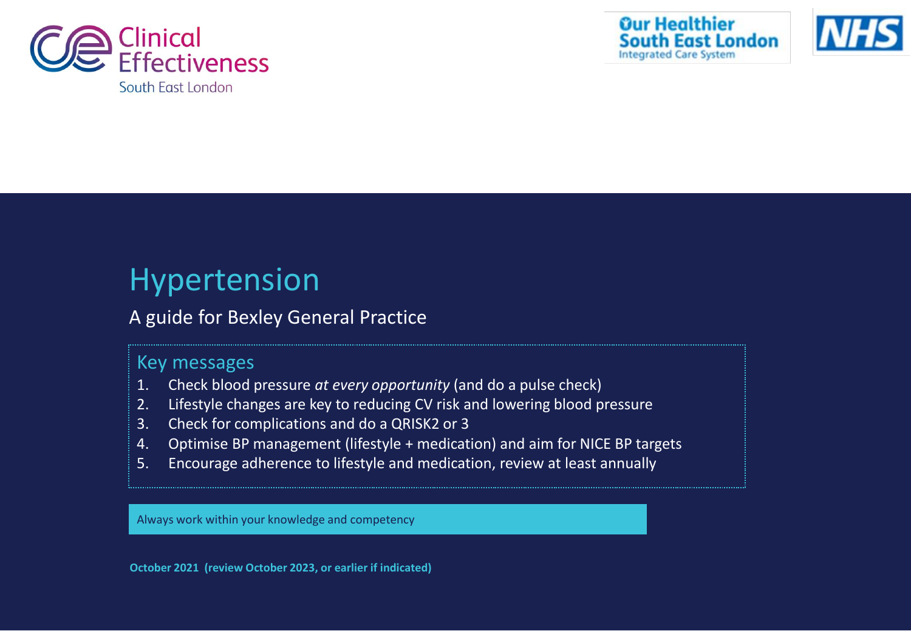Clinical Effectiveness
South East London

Our Healthier South East London
Integrated Care System

NHS

# Hypertension

## A guide for Bexley General Practice

### Key messages

1. Check blood pressure *at every opportunity* (and do a pulse check)
2. Lifestyle changes are key to reducing CV risk and lowering blood pressure
3. Check for complications and do a QRISK2 or 3
4. Optimise BP management (lifestyle + medication) and aim for NICE BP targets
5. Encourage adherence to lifestyle and medication, review at least annually

Always work within your knowledge and competency

**October 2021 (review October 2023, or earlier if indicated)**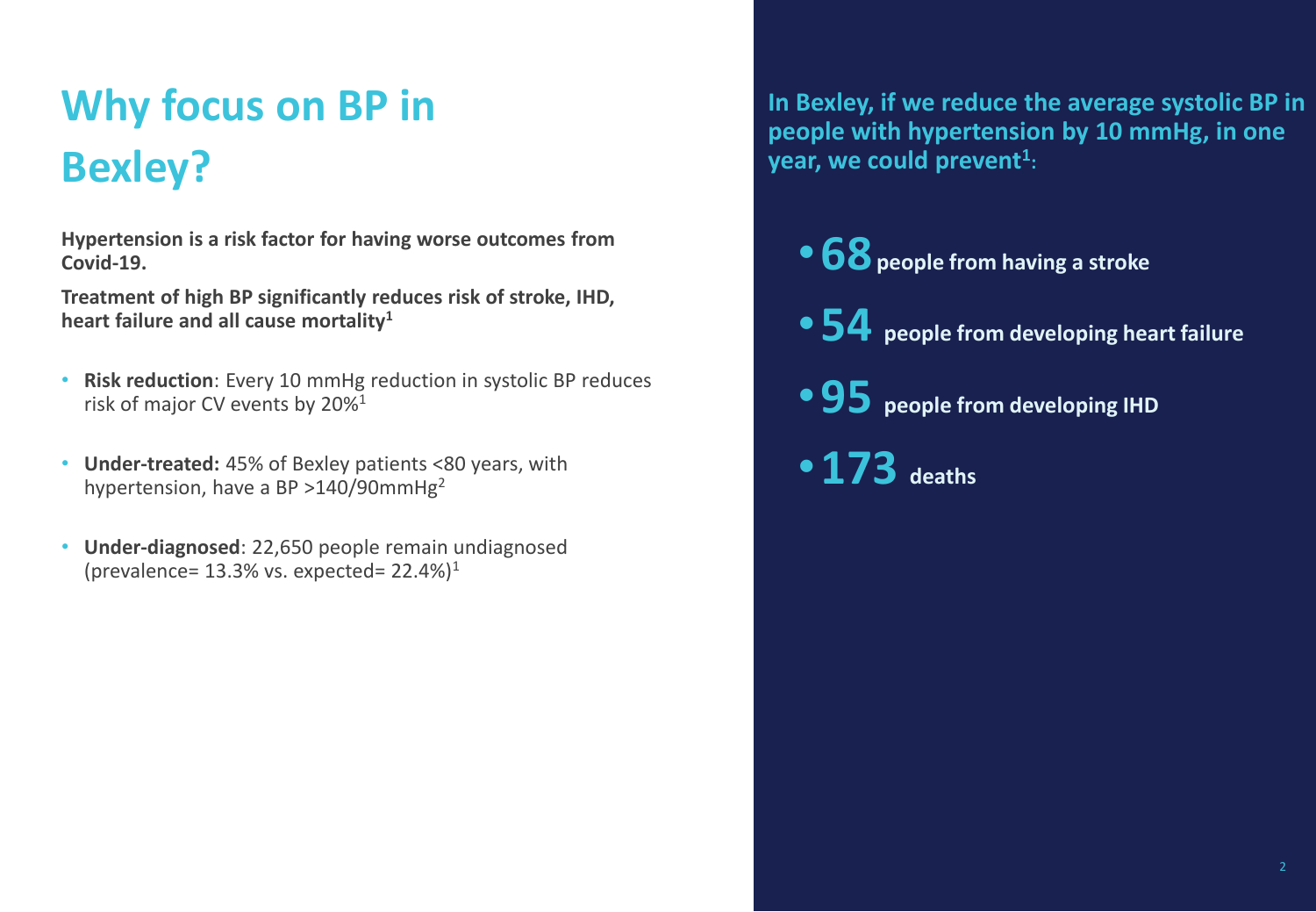# Why focus on BP in Bexley?

**Hypertension is a risk factor for having worse outcomes from Covid-19.**

**Treatment of high BP significantly reduces risk of stroke, IHD, heart failure and all cause mortality[1]**

- **Risk reduction**: Every 10 mmHg reduction in systolic BP reduces risk of major CV events by 20%[1]
- **Under-treated:** 45% of Bexley patients <80 years, with hypertension, have a BP >140/90mmHg[2]
- **Under-diagnosed**: 22,650 people remain undiagnosed (prevalence= 13.3% vs. expected= 22.4%)[1]

**In Bexley, if we reduce the average systolic BP in people with hypertension by 10 mmHg, in one year, we could prevent[1]:**

- **68** **people from having a stroke**
- **54** **people from developing heart failure**
- **95** **people from developing IHD**
- **173** **deaths**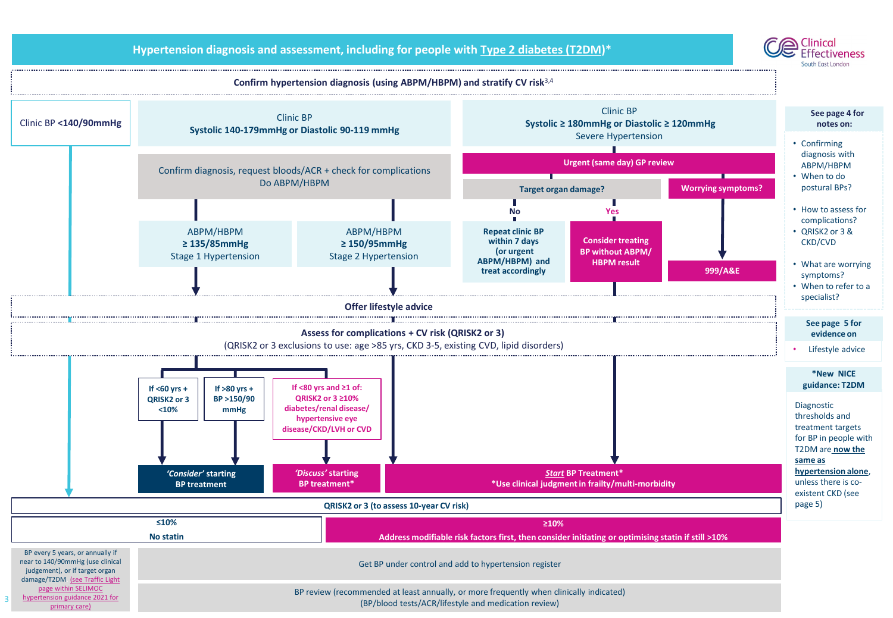# Hypertension diagnosis and assessment, including for people with Type 2 diabetes (T2DM)*

## Confirm hypertension diagnosis (using ABPM/HBPM) and stratify CV risk[3,4]

**Clinic BP <140/90mmHg**

Clinic BP
**Systolic 140-179mmHg or Diastolic 90-119 mmHg**

- Confirm diagnosis, request bloods/ACR + check for complications
  Do ABPM/HBPM
  - ABPM/HBPM
    **≥ 135/85mmHg**
    Stage 1 Hypertension
  - ABPM/HBPM
    **≥ 150/95mmHg**
    Stage 2 Hypertension

Clinic BP
**Systolic ≥ 180mmHg or Diastolic ≥ 120mmHg**
Severe Hypertension

- **Urgent (same day) GP review**
  - **Target organ damage?**
    - **No**: **Repeat clinic BP within 7 days (or urgent ABPM/HBPM) and treat accordingly**
    - **Yes**: **Consider treating BP without ABPM/ HBPM result**
  - **Worrying symptoms?**
    - **999/A&E**

**Offer lifestyle advice**

**Assess for complications + CV risk (QRISK2 or 3)**
(QRISK2 or 3 exclusions to use: age >85 yrs, CKD 3-5, existing CVD, lipid disorders)

- **If <60 yrs + QRISK2 or 3 <10%** → ***'Consider'* starting BP treatment**
- **If >80 yrs + BP >150/90 mmHg** → ***'Consider'* starting BP treatment**
- **If <80 yrs and ≥1 of: QRISK2 or 3 ≥10% diabetes/renal disease/ hypertensive eye disease/CKD/LVH or CVD** → ***'Discuss'* starting BP treatment***
- ***Start* BP Treatment***
  ***Use clinical judgment in frailty/multi-morbidity**

**QRISK2 or 3 (to assess 10-year CV risk)**

| ≤10% | ≥10% |
|---|---|
| **No statin** | **Address modifiable risk factors first, then consider initiating or optimising statin if still >10%** |

BP every 5 years, or annually if near to 140/90mmHg (use clinical judgement), or if target organ damage/T2DM (see Traffic Light page within SELIMOC hypertension guidance 2021 for primary care)

Get BP under control and add to hypertension register

BP review (recommended at least annually, or more frequently when clinically indicated)
(BP/blood tests/ACR/lifestyle and medication review)

---

**See page 4 for notes on:**

- Confirming diagnosis with ABPM/HBPM
- When to do postural BPs?
- How to assess for complications?
- QRISK2 or 3 & CKD/CVD
- What are worrying symptoms?
- When to refer to a specialist?

**See page 5 for evidence on**

- Lifestyle advice

***New NICE guidance: T2DM**

Diagnostic thresholds and treatment targets for BP in people with T2DM are **now the same as hypertension alone**, unless there is co-existent CKD (see page 5)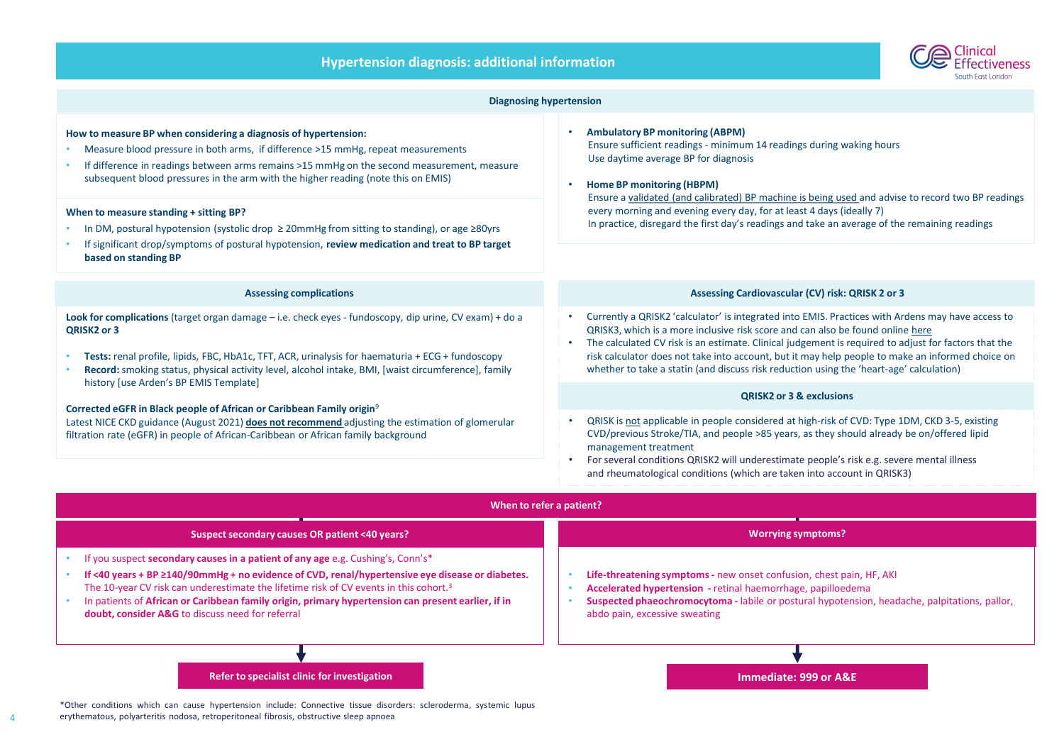# Hypertension diagnosis: additional information

## Diagnosing hypertension

**How to measure BP when considering a diagnosis of hypertension:**

- Measure blood pressure in both arms, if difference >15 mmHg, repeat measurements
- If difference in readings between arms remains >15 mmHg on the second measurement, measure subsequent blood pressures in the arm with the higher reading (note this on EMIS)

**When to measure standing + sitting BP?**

- In DM, postural hypotension (systolic drop ≥ 20mmHg from sitting to standing), or age ≥80yrs
- If significant drop/symptoms of postural hypotension, **review medication and treat to BP target based on standing BP**

- **Ambulatory BP monitoring (ABPM)**
  Ensure sufficient readings - minimum 14 readings during waking hours
  Use daytime average BP for diagnosis

- **Home BP monitoring (HBPM)**
  Ensure a validated (and calibrated) BP machine is being used and advise to record two BP readings every morning and evening every day, for at least 4 days (ideally 7)
  In practice, disregard the first day's readings and take an average of the remaining readings

## Assessing complications

**Look for complications** (target organ damage – i.e. check eyes - fundoscopy, dip urine, CV exam) + do a **QRISK2 or 3**

- **Tests:** renal profile, lipids, FBC, HbA1c, TFT, ACR, urinalysis for haematuria + ECG + fundoscopy
- **Record:** smoking status, physical activity level, alcohol intake, BMI, [waist circumference], family history [use Arden's BP EMIS Template]

**Corrected eGFR in Black people of African or Caribbean Family origin**[9]
Latest NICE CKD guidance (August 2021) **does not recommend** adjusting the estimation of glomerular filtration rate (eGFR) in people of African-Caribbean or African family background

## Assessing Cardiovascular (CV) risk: QRISK 2 or 3

- Currently a QRISK2 'calculator' is integrated into EMIS. Practices with Ardens may have access to QRISK3, which is a more inclusive risk score and can also be found online here
- The calculated CV risk is an estimate. Clinical judgement is required to adjust for factors that the risk calculator does not take into account, but it may help people to make an informed choice on whether to take a statin (and discuss risk reduction using the 'heart-age' calculation)

### QRISK2 or 3 & exclusions

- QRISK is not applicable in people considered at high-risk of CVD: Type 1DM, CKD 3-5, existing CVD/previous Stroke/TIA, and people >85 years, as they should already be on/offered lipid management treatment
- For several conditions QRISK2 will underestimate people's risk e.g. severe mental illness and rheumatological conditions (which are taken into account in QRISK3)

## When to refer a patient?

### Suspect secondary causes OR patient <40 years?

- If you suspect **secondary causes in a patient of any age** e.g. Cushing's, Conn's*
- **If <40 years + BP ≥140/90mmHg + no evidence of CVD, renal/hypertensive eye disease or diabetes.** The 10-year CV risk can underestimate the lifetime risk of CV events in this cohort.[3]
- In patients of **African or Caribbean family origin, primary hypertension can present earlier, if in doubt, consider A&G** to discuss need for referral

→ **Refer to specialist clinic for investigation**

### Worrying symptoms?

- **Life-threatening symptoms -** new onset confusion, chest pain, HF, AKI
- **Accelerated hypertension -** retinal haemorrhage, papilloedema
- **Suspected phaeochromocytoma -** labile or postural hypotension, headache, palpitations, pallor, abdo pain, excessive sweating

→ **Immediate: 999 or A&E**

*Other conditions which can cause hypertension include: Connective tissue disorders: scleroderma, systemic lupus erythematous, polyarteritis nodosa, retroperitoneal fibrosis, obstructive sleep apnoea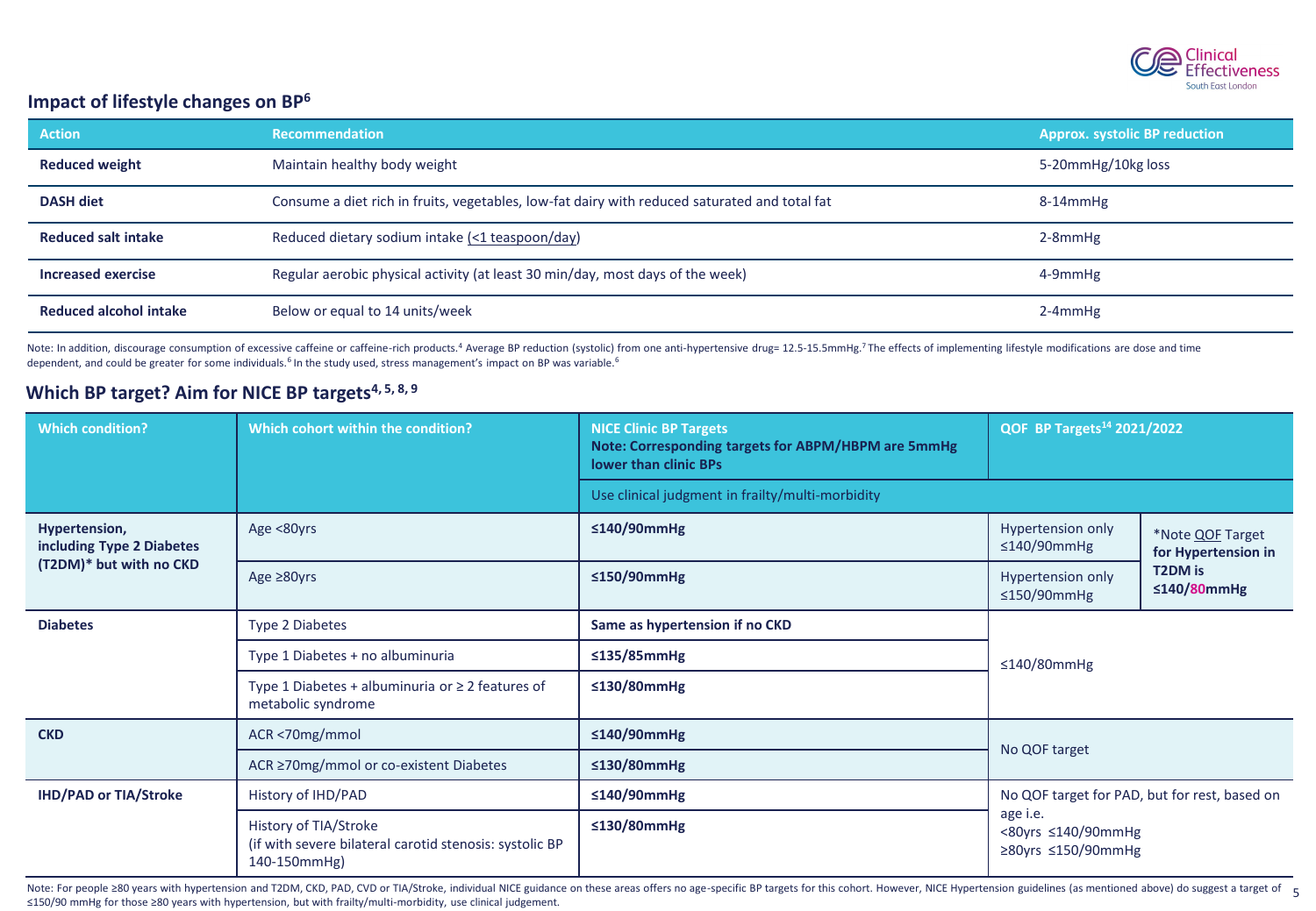## Impact of lifestyle changes on BP[6]

| Action | Recommendation | Approx. systolic BP reduction |
|---|---|---|
| **Reduced weight** | Maintain healthy body weight | 5-20mmHg/10kg loss |
| **DASH diet** | Consume a diet rich in fruits, vegetables, low-fat dairy with reduced saturated and total fat | 8-14mmHg |
| **Reduced salt intake** | Reduced dietary sodium intake (<1 teaspoon/day) | 2-8mmHg |
| **Increased exercise** | Regular aerobic physical activity (at least 30 min/day, most days of the week) | 4-9mmHg |
| **Reduced alcohol intake** | Below or equal to 14 units/week | 2-4mmHg |

Note: In addition, discourage consumption of excessive caffeine or caffeine-rich products.[4] Average BP reduction (systolic) from one anti-hypertensive drug= 12.5-15.5mmHg.[7] The effects of implementing lifestyle modifications are dose and time dependent, and could be greater for some individuals.[6] In the study used, stress management's impact on BP was variable.[6]

## Which BP target? Aim for NICE BP targets[4, 5, 8, 9]

| Which condition? | Which cohort within the condition? | NICE Clinic BP Targets<br>Note: Corresponding targets for ABPM/HBPM are 5mmHg lower than clinic BPs | QOF BP Targets[14] 2021/2022 | |
|---|---|---|---|---|
| | | Use clinical judgment in frailty/multi-morbidity | | |
| **Hypertension, including Type 2 Diabetes (T2DM)* but with no CKD** | Age <80yrs | **≤140/90mmHg** | Hypertension only ≤140/90mmHg | *Note QOF Target **for Hypertension in T2DM is ≤140/80mmHg** |
| | Age ≥80yrs | **≤150/90mmHg** | Hypertension only ≤150/90mmHg | |
| **Diabetes** | Type 2 Diabetes | **Same as hypertension if no CKD** | ≤140/80mmHg | |
| | Type 1 Diabetes + no albuminuria | **≤135/85mmHg** | | |
| | Type 1 Diabetes + albuminuria or ≥ 2 features of metabolic syndrome | **≤130/80mmHg** | | |
| **CKD** | ACR <70mg/mmol | **≤140/90mmHg** | No QOF target | |
| | ACR ≥70mg/mmol or co-existent Diabetes | **≤130/80mmHg** | | |
| **IHD/PAD or TIA/Stroke** | History of IHD/PAD | **≤140/90mmHg** | No QOF target for PAD, but for rest, based on age i.e.<br><80yrs ≤140/90mmHg<br>≥80yrs ≤150/90mmHg | |
| | History of TIA/Stroke<br>(if with severe bilateral carotid stenosis: systolic BP 140-150mmHg) | **≤130/80mmHg** | | |

Note: For people ≥80 years with hypertension and T2DM, CKD, PAD, CVD or TIA/Stroke, individual NICE guidance on these areas offers no age-specific BP targets for this cohort. However, NICE Hypertension guidelines (as mentioned above) do suggest a target of ≤150/90 mmHg for those ≥80 years with hypertension, but with frailty/multi-morbidity, use clinical judgement.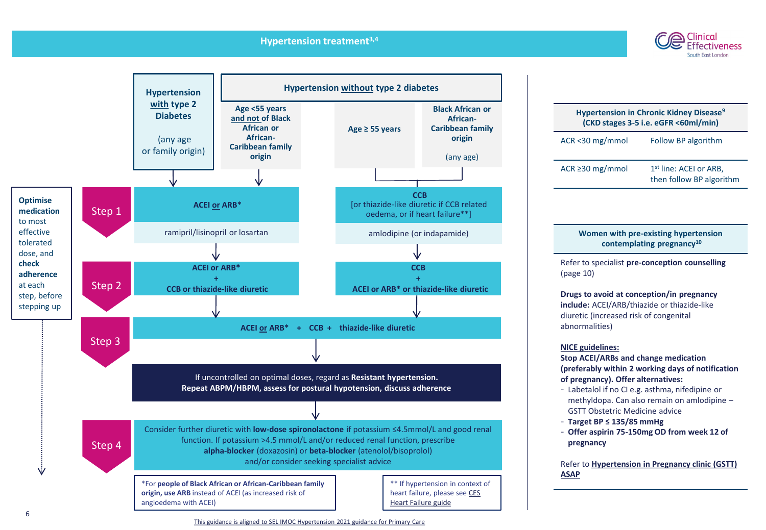# Hypertension treatment[3,4]

## Hypertension treatment algorithm

| | Hypertension **with** type 2 Diabetes (any age or family origin) | Age <55 years **and not** of Black African or African-Caribbean family origin | Age ≥ 55 years | Black African or African-Caribbean family origin (any age) |
|---|---|---|---|---|
| | | | Hypertension **without** type 2 diabetes | |
| **Step 1** | **ACEI or ARB*** | | **CCB** [or thiazide-like diuretic if CCB related oedema, or if heart failure**] | |
| | ramipril/lisinopril or losartan | | amlodipine (or indapamide) | |
| **Step 2** | **ACEI or ARB* + CCB or thiazide-like diuretic** | | **CCB + ACEI or ARB* or thiazide-like diuretic** | |
| **Step 3** | **ACEI or ARB* + CCB + thiazide-like diuretic** | | | |

If uncontrolled on optimal doses, regard as **Resistant hypertension.**
**Repeat ABPM/HBPM, assess for postural hypotension, discuss adherence**

**Step 4**

Consider further diuretic with **low-dose spironolactone** if potassium ≤4.5mmol/L and good renal function. If potassium >4.5 mmol/L and/or reduced renal function, prescribe **alpha-blocker** (doxazosin) or **beta-blocker** (atenolol/bisoprolol) and/or consider seeking specialist advice

**Optimise medication** to most effective tolerated dose, and **check adherence** at each step, before stepping up

*For **people of Black African or African-Caribbean family origin, use ARB** instead of ACEI (as increased risk of angioedema with ACEI)

** If hypertension in context of heart failure, please see CES Heart Failure guide

## Hypertension in Chronic Kidney Disease[9] (CKD stages 3-5 i.e. eGFR <60ml/min)

| ACR | Action |
|---|---|
| ACR <30 mg/mmol | Follow BP algorithm |
| ACR ≥30 mg/mmol | 1st line: ACEI or ARB, then follow BP algorithm |

## Women with pre-existing hypertension contemplating pregnancy[10]

Refer to specialist **pre-conception counselling** (page 10)

**Drugs to avoid at conception/in pregnancy include:** ACEI/ARB/thiazide or thiazide-like diuretic (increased risk of congenital abnormalities)

**NICE guidelines:**

**Stop ACEI/ARBs and change medication (preferably within 2 working days of notification of pregnancy). Offer alternatives:**

- Labetalol if no CI e.g. asthma, nifedipine or methyldopa. Can also remain on amlodipine – GSTT Obstetric Medicine advice
- **Target BP ≤ 135/85 mmHg**
- **Offer aspirin 75-150mg OD from week 12 of pregnancy**

Refer to **Hypertension in Pregnancy clinic (GSTT) ASAP**

This guidance is aligned to SEL IMOC Hypertension 2021 guidance for Primary Care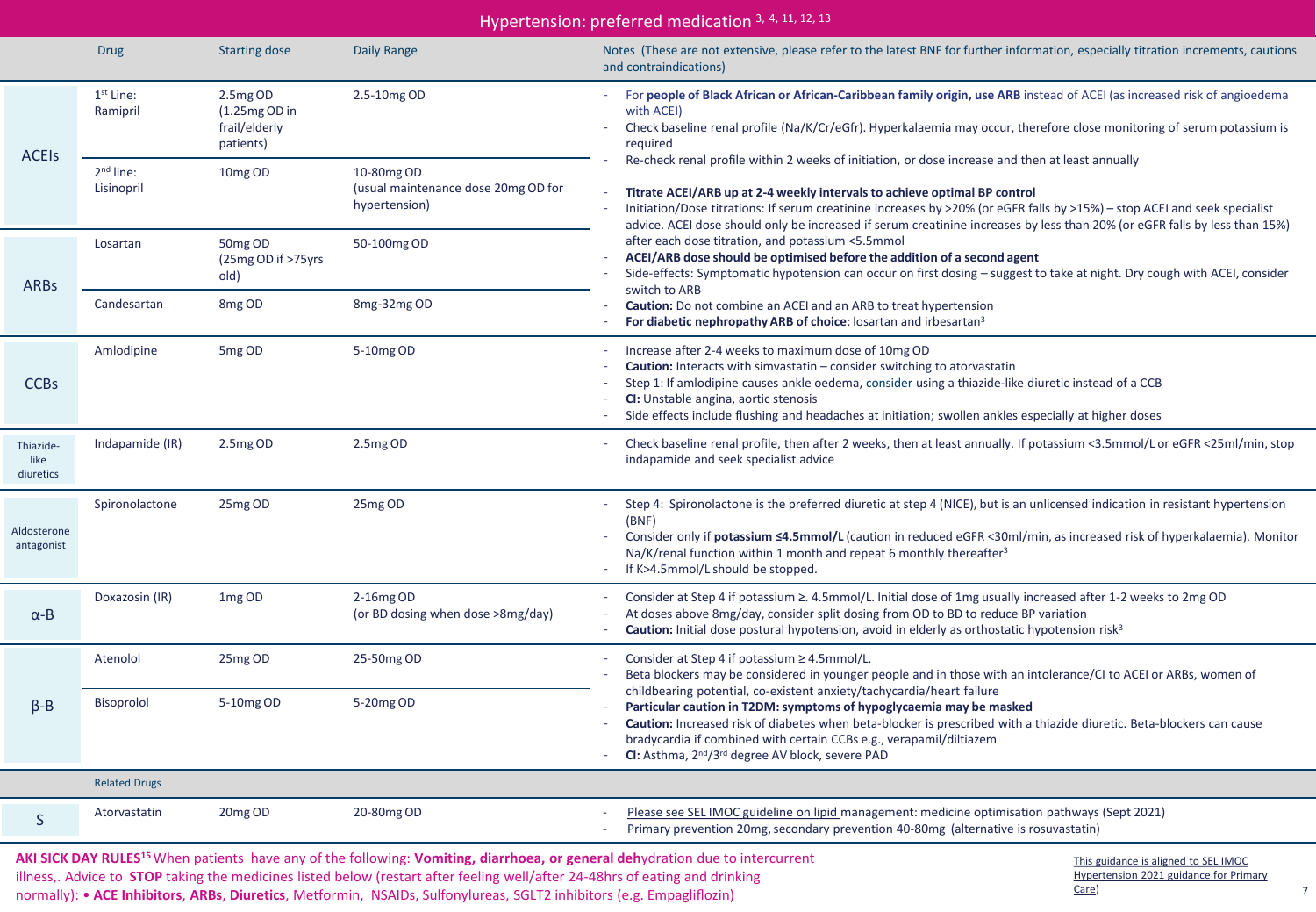# Hypertension: preferred medication [3, 4, 11, 12, 13]

| | Drug | Starting dose | Daily Range | Notes (These are not extensive, please refer to the latest BNF for further information, especially titration increments, cautions and contraindications) |
|---|---|---|---|---|
| ACEIs | 1st Line: Ramipril | 2.5mg OD (1.25mg OD in frail/elderly patients) | 2.5-10mg OD | - For **people of Black African or African-Caribbean family origin, use ARB** instead of ACEI (as increased risk of angioedema with ACEI)<br>- Check baseline renal profile (Na/K/Cr/eGfr). Hyperkalaemia may occur, therefore close monitoring of serum potassium is required<br>- Re-check renal profile within 2 weeks of initiation, or dose increase and then at least annually<br>- **Titrate ACEI/ARB up at 2-4 weekly intervals to achieve optimal BP control**<br>- Initiation/Dose titrations: If serum creatinine increases by >20% (or eGFR falls by >15%) – stop ACEI and seek specialist advice. ACEI dose should only be increased if serum creatinine increases by less than 20% (or eGFR falls by less than 15%) after each dose titration, and potassium <5.5mmol<br>- **ACEI/ARB dose should be optimised before the addition of a second agent**<br>- Side-effects: Symptomatic hypotension can occur on first dosing – suggest to take at night. Dry cough with ACEI, consider switch to ARB<br>- **Caution:** Do not combine an ACEI and an ARB to treat hypertension<br>- **For diabetic nephropathy ARB of choice**: losartan and irbesartan[3] |
| | 2nd line: Lisinopril | 10mg OD | 10-80mg OD (usual maintenance dose 20mg OD for hypertension) | |
| ARBs | Losartan | 50mg OD (25mg OD if >75yrs old) | 50-100mg OD | |
| | Candesartan | 8mg OD | 8mg-32mg OD | |
| CCBs | Amlodipine | 5mg OD | 5-10mg OD | - Increase after 2-4 weeks to maximum dose of 10mg OD<br>- **Caution:** Interacts with simvastatin – consider switching to atorvastatin<br>- Step 1: If amlodipine causes ankle oedema, consider using a thiazide-like diuretic instead of a CCB<br>- **CI:** Unstable angina, aortic stenosis<br>- Side effects include flushing and headaches at initiation; swollen ankles especially at higher doses |
| Thiazide-like diuretics | Indapamide (IR) | 2.5mg OD | 2.5mg OD | - Check baseline renal profile, then after 2 weeks, then at least annually. If potassium <3.5mmol/L or eGFR <25ml/min, stop indapamide and seek specialist advice |
| Aldosterone antagonist | Spironolactone | 25mg OD | 25mg OD | - Step 4: Spironolactone is the preferred diuretic at step 4 (NICE), but is an unlicensed indication in resistant hypertension (BNF)<br>- Consider only if **potassium ≤4.5mmol/L** (caution in reduced eGFR <30ml/min, as increased risk of hyperkalaemia). Monitor Na/K/renal function within 1 month and repeat 6 monthly thereafter[3]<br>- If K>4.5mmol/L should be stopped. |
| α-B | Doxazosin (IR) | 1mg OD | 2-16mg OD (or BD dosing when dose >8mg/day) | - Consider at Step 4 if potassium ≥. 4.5mmol/L. Initial dose of 1mg usually increased after 1-2 weeks to 2mg OD<br>- At doses above 8mg/day, consider split dosing from OD to BD to reduce BP variation<br>- **Caution:** Initial dose postural hypotension, avoid in elderly as orthostatic hypotension risk[3] |
| β-B | Atenolol | 25mg OD | 25-50mg OD | - Consider at Step 4 if potassium ≥ 4.5mmol/L.<br>- Beta blockers may be considered in younger people and in those with an intolerance/CI to ACEI or ARBs, women of childbearing potential, co-existent anxiety/tachycardia/heart failure<br>- **Particular caution in T2DM: symptoms of hypoglycaemia may be masked**<br>- **Caution:** Increased risk of diabetes when beta-blocker is prescribed with a thiazide diuretic. Beta-blockers can cause bradycardia if combined with certain CCBs e.g., verapamil/diltiazem<br>- **CI:** Asthma, 2nd/3rd degree AV block, severe PAD |
| | Bisoprolol | 5-10mg OD | 5-20mg OD | |
| | Related Drugs | | | |
| S | Atorvastatin | 20mg OD | 20-80mg OD | - Please see SEL IMOC guideline on lipid management: medicine optimisation pathways (Sept 2021)<br>- Primary prevention 20mg, secondary prevention 40-80mg (alternative is rosuvastatin) |

**AKI SICK DAY RULES[15]** When patients have any of the following: **Vomiting, diarrhoea, or general deh**ydration due to intercurrent illness,. Advice to **STOP** taking the medicines listed below (restart after feeling well/after 24-48hrs of eating and drinking normally): • **ACE Inhibitors**, **ARBs**, **Diuretics**, Metformin, NSAIDs, Sulfonylureas, SGLT2 inhibitors (e.g. Empagliflozin)

This guidance is aligned to SEL IMOC Hypertension 2021 guidance for Primary Care)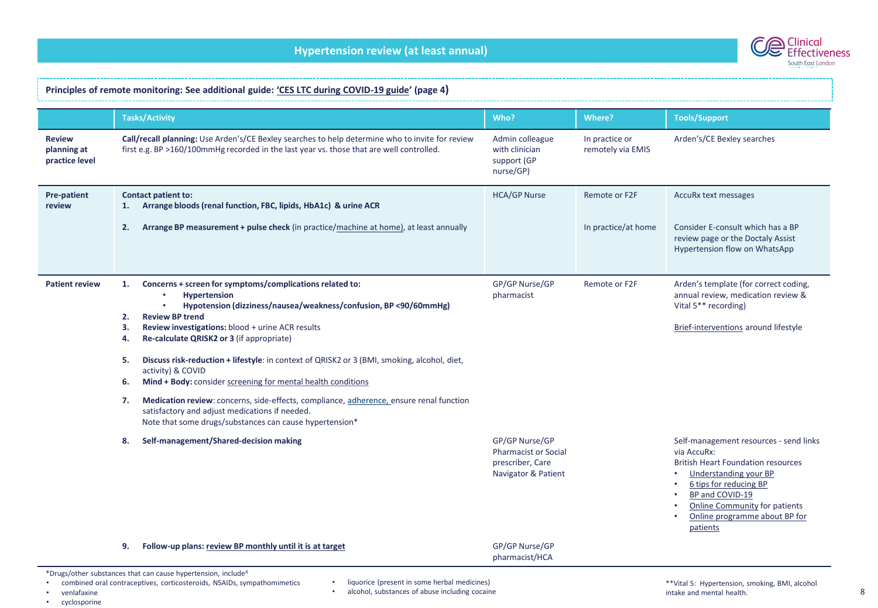# Hypertension review (at least annual)

**Principles of remote monitoring: See additional guide: 'CES LTC during COVID-19 guide' (page 4)**

| | Tasks/Activity | Who? | Where? | Tools/Support |
|---|---|---|---|---|
| **Review planning at practice level** | **Call/recall planning:** Use Arden's/CE Bexley searches to help determine who to invite for review first e.g. BP >160/100mmHg recorded in the last year vs. those that are well controlled. | Admin colleague with clinician support (GP nurse/GP) | In practice or remotely via EMIS | Arden's/CE Bexley searches |
| **Pre-patient review** | **Contact patient to:**<br>1. **Arrange bloods (renal function, FBC, lipids, HbA1c) & urine ACR** | HCA/GP Nurse | Remote or F2F | AccuRx text messages |
| | 2. **Arrange BP measurement + pulse check** (in practice/machine at home), at least annually | | In practice/at home | Consider E-consult which has a BP review page or the Doctaly Assist Hypertension flow on WhatsApp |
| **Patient review** | 1. **Concerns + screen for symptoms/complications related to:**<br>• **Hypertension**<br>• **Hypotension (dizziness/nausea/weakness/confusion, BP <90/60mmHg)**<br>2. **Review BP trend**<br>3. **Review investigations:** blood + urine ACR results<br>4. **Re-calculate QRISK2 or 3** (if appropriate)<br>5. **Discuss risk-reduction + lifestyle**: in context of QRISK2 or 3 (BMI, smoking, alcohol, diet, activity) & COVID<br>6. **Mind + Body:** consider screening for mental health conditions<br>7. **Medication review**: concerns, side-effects, compliance, adherence, ensure renal function satisfactory and adjust medications if needed. Note that some drugs/substances can cause hypertension* | GP/GP Nurse/GP pharmacist | Remote or F2F | Arden's template (for correct coding, annual review, medication review & Vital 5** recording)<br><br>Brief-interventions around lifestyle |
| | 8. **Self-management/Shared-decision making** | GP/GP Nurse/GP Pharmacist or Social prescriber, Care Navigator & Patient | | Self-management resources - send links via AccuRx:<br>British Heart Foundation resources<br>• Understanding your BP<br>• 6 tips for reducing BP<br>• BP and COVID-19<br>• Online Community for patients<br>• Online programme about BP for patients |
| | 9. **Follow-up plans: review BP monthly until it is at target** | GP/GP Nurse/GP pharmacist/HCA | | |

*Drugs/other substances that can cause hypertension, include[4]

- combined oral contraceptives, corticosteroids, NSAIDs, sympathomimetics
- venlafaxine
- cyclosporine
- liquorice (present in some herbal medicines)
- alcohol, substances of abuse including cocaine

**Vital 5: Hypertension, smoking, BMI, alcohol intake and mental health.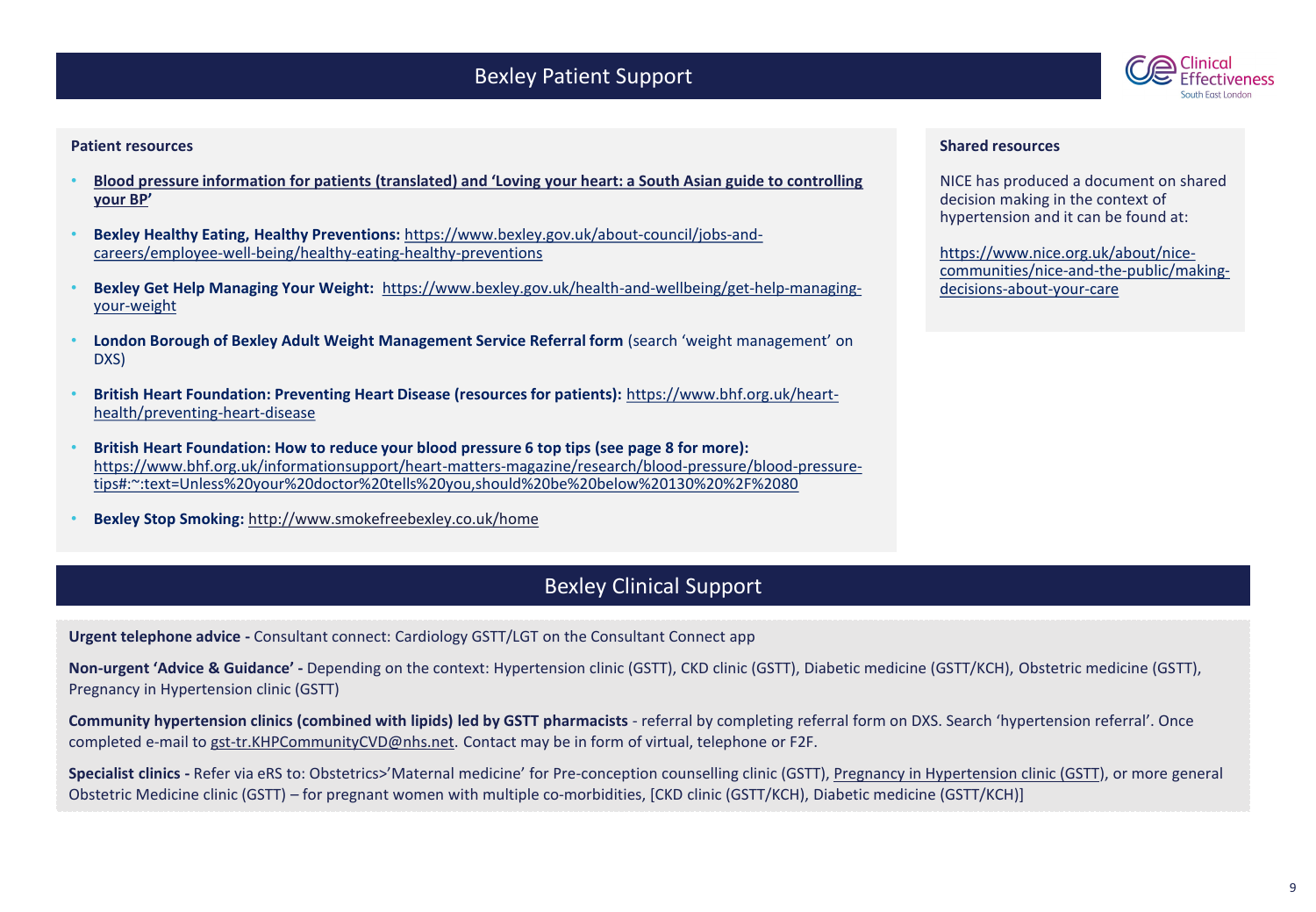## Bexley Patient Support

### Patient resources

- **Blood pressure information for patients (translated) and 'Loving your heart: a South Asian guide to controlling your BP'**
- **Bexley Healthy Eating, Healthy Preventions:** https://www.bexley.gov.uk/about-council/jobs-and-careers/employee-well-being/healthy-eating-healthy-preventions
- **Bexley Get Help Managing Your Weight:** https://www.bexley.gov.uk/health-and-wellbeing/get-help-managing-your-weight
- **London Borough of Bexley Adult Weight Management Service Referral form** (search 'weight management' on DXS)
- **British Heart Foundation: Preventing Heart Disease (resources for patients):** https://www.bhf.org.uk/heart-health/preventing-heart-disease
- **British Heart Foundation: How to reduce your blood pressure 6 top tips (see page 8 for more):** https://www.bhf.org.uk/informationsupport/heart-matters-magazine/research/blood-pressure/blood-pressure-tips#:~:text=Unless%20your%20doctor%20tells%20you,should%20be%20below%20130%20%2F%2080
- **Bexley Stop Smoking:** http://www.smokefreebexley.co.uk/home

### Shared resources

NICE has produced a document on shared decision making in the context of hypertension and it can be found at:

https://www.nice.org.uk/about/nice-communities/nice-and-the-public/making-decisions-about-your-care

## Bexley Clinical Support

**Urgent telephone advice -** Consultant connect: Cardiology GSTT/LGT on the Consultant Connect app

**Non-urgent 'Advice & Guidance' -** Depending on the context: Hypertension clinic (GSTT), CKD clinic (GSTT), Diabetic medicine (GSTT/KCH), Obstetric medicine (GSTT), Pregnancy in Hypertension clinic (GSTT)

**Community hypertension clinics (combined with lipids) led by GSTT pharmacists** - referral by completing referral form on DXS. Search 'hypertension referral'. Once completed e-mail to gst-tr.KHPCommunityCVD@nhs.net. Contact may be in form of virtual, telephone or F2F.

**Specialist clinics -** Refer via eRS to: Obstetrics>'Maternal medicine' for Pre-conception counselling clinic (GSTT), Pregnancy in Hypertension clinic (GSTT), or more general Obstetric Medicine clinic (GSTT) – for pregnant women with multiple co-morbidities, [CKD clinic (GSTT/KCH), Diabetic medicine (GSTT/KCH)]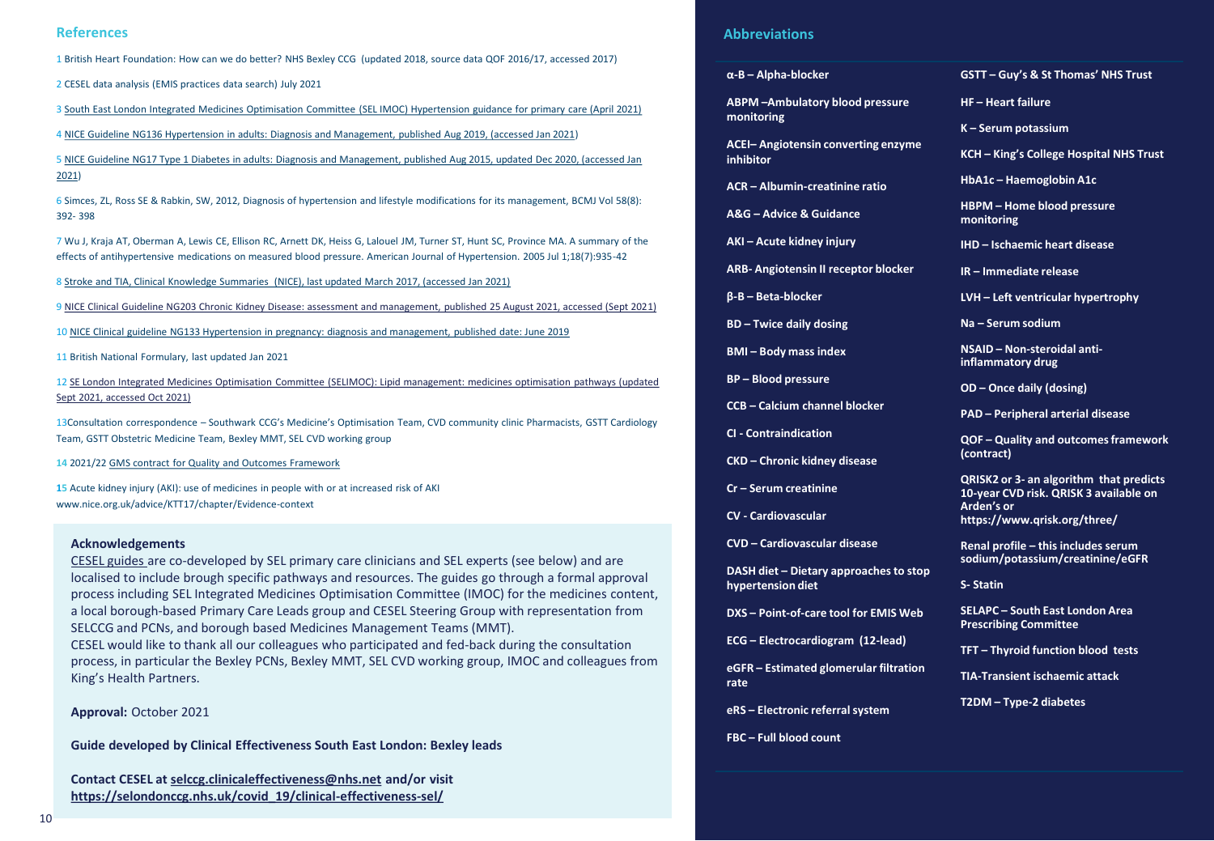## References

1 British Heart Foundation: How can we do better? NHS Bexley CCG (updated 2018, source data QOF 2016/17, accessed 2017)

2 CESEL data analysis (EMIS practices data search) July 2021

3 South East London Integrated Medicines Optimisation Committee (SEL IMOC) Hypertension guidance for primary care (April 2021)

4 NICE Guideline NG136 Hypertension in adults: Diagnosis and Management, published Aug 2019, (accessed Jan 2021)

5 NICE Guideline NG17 Type 1 Diabetes in adults: Diagnosis and Management, published Aug 2015, updated Dec 2020, (accessed Jan 2021)

6 Simces, ZL, Ross SE & Rabkin, SW, 2012, Diagnosis of hypertension and lifestyle modifications for its management, BCMJ Vol 58(8): 392- 398

7 Wu J, Kraja AT, Oberman A, Lewis CE, Ellison RC, Arnett DK, Heiss G, Lalouel JM, Turner ST, Hunt SC, Province MA. A summary of the effects of antihypertensive medications on measured blood pressure. American Journal of Hypertension. 2005 Jul 1;18(7):935-42

8 Stroke and TIA, Clinical Knowledge Summaries (NICE), last updated March 2017, (accessed Jan 2021)

9 NICE Clinical Guideline NG203 Chronic Kidney Disease: assessment and management, published 25 August 2021, accessed (Sept 2021)

10 NICE Clinical guideline NG133 Hypertension in pregnancy: diagnosis and management, published date: June 2019

11 British National Formulary, last updated Jan 2021

12 SE London Integrated Medicines Optimisation Committee (SELIMOC): Lipid management: medicines optimisation pathways (updated Sept 2021, accessed Oct 2021)

13Consultation correspondence – Southwark CCG's Medicine's Optimisation Team, CVD community clinic Pharmacists, GSTT Cardiology Team, GSTT Obstetric Medicine Team, Bexley MMT, SEL CVD working group

14 2021/22 GMS contract for Quality and Outcomes Framework

15 Acute kidney injury (AKI): use of medicines in people with or at increased risk of AKI www.nice.org.uk/advice/KTT17/chapter/Evidence-context

### Acknowledgements

CESEL guides are co-developed by SEL primary care clinicians and SEL experts (see below) and are localised to include brough specific pathways and resources. The guides go through a formal approval process including SEL Integrated Medicines Optimisation Committee (IMOC) for the medicines content, a local borough-based Primary Care Leads group and CESEL Steering Group with representation from SELCCG and PCNs, and borough based Medicines Management Teams (MMT).
CESEL would like to thank all our colleagues who participated and fed-back during the consultation process, in particular the Bexley PCNs, Bexley MMT, SEL CVD working group, IMOC and colleagues from King's Health Partners.

**Approval:** October 2021

**Guide developed by Clinical Effectiveness South East London: Bexley leads**

**Contact CESEL at selccg.clinicaleffectiveness@nhs.net and/or visit https://selondonccg.nhs.uk/covid_19/clinical-effectiveness-sel/**

## Abbreviations

- **α-B – Alpha-blocker**
- **ABPM –Ambulatory blood pressure monitoring**
- **ACEI– Angiotensin converting enzyme inhibitor**
- **ACR – Albumin-creatinine ratio**
- **A&G – Advice & Guidance**
- **AKI – Acute kidney injury**
- **ARB- Angiotensin II receptor blocker**
- **β-B – Beta-blocker**
- **BD – Twice daily dosing**
- **BMI – Body mass index**
- **BP – Blood pressure**
- **CCB – Calcium channel blocker**
- **CI - Contraindication**
- **CKD – Chronic kidney disease**
- **Cr – Serum creatinine**
- **CV - Cardiovascular**
- **CVD – Cardiovascular disease**
- **DASH diet – Dietary approaches to stop hypertension diet**
- **DXS – Point-of-care tool for EMIS Web**
- **ECG – Electrocardiogram (12-lead)**
- **eGFR – Estimated glomerular filtration rate**
- **eRS – Electronic referral system**
- **FBC – Full blood count**
- **GSTT – Guy's & St Thomas' NHS Trust**
- **HF – Heart failure**
- **K – Serum potassium**
- **KCH – King's College Hospital NHS Trust**
- **HbA1c – Haemoglobin A1c**
- **HBPM – Home blood pressure monitoring**
- **IHD – Ischaemic heart disease**
- **IR – Immediate release**
- **LVH – Left ventricular hypertrophy**
- **Na – Serum sodium**
- **NSAID – Non-steroidal anti-inflammatory drug**
- **OD – Once daily (dosing)**
- **PAD – Peripheral arterial disease**
- **QOF – Quality and outcomes framework (contract)**
- **QRISK2 or 3- an algorithm that predicts 10-year CVD risk. QRISK 3 available on Arden's or https://www.qrisk.org/three/**
- **Renal profile – this includes serum sodium/potassium/creatinine/eGFR**
- **S- Statin**
- **SELAPC – South East London Area Prescribing Committee**
- **TFT – Thyroid function blood tests**
- **TIA-Transient ischaemic attack**
- **T2DM – Type-2 diabetes**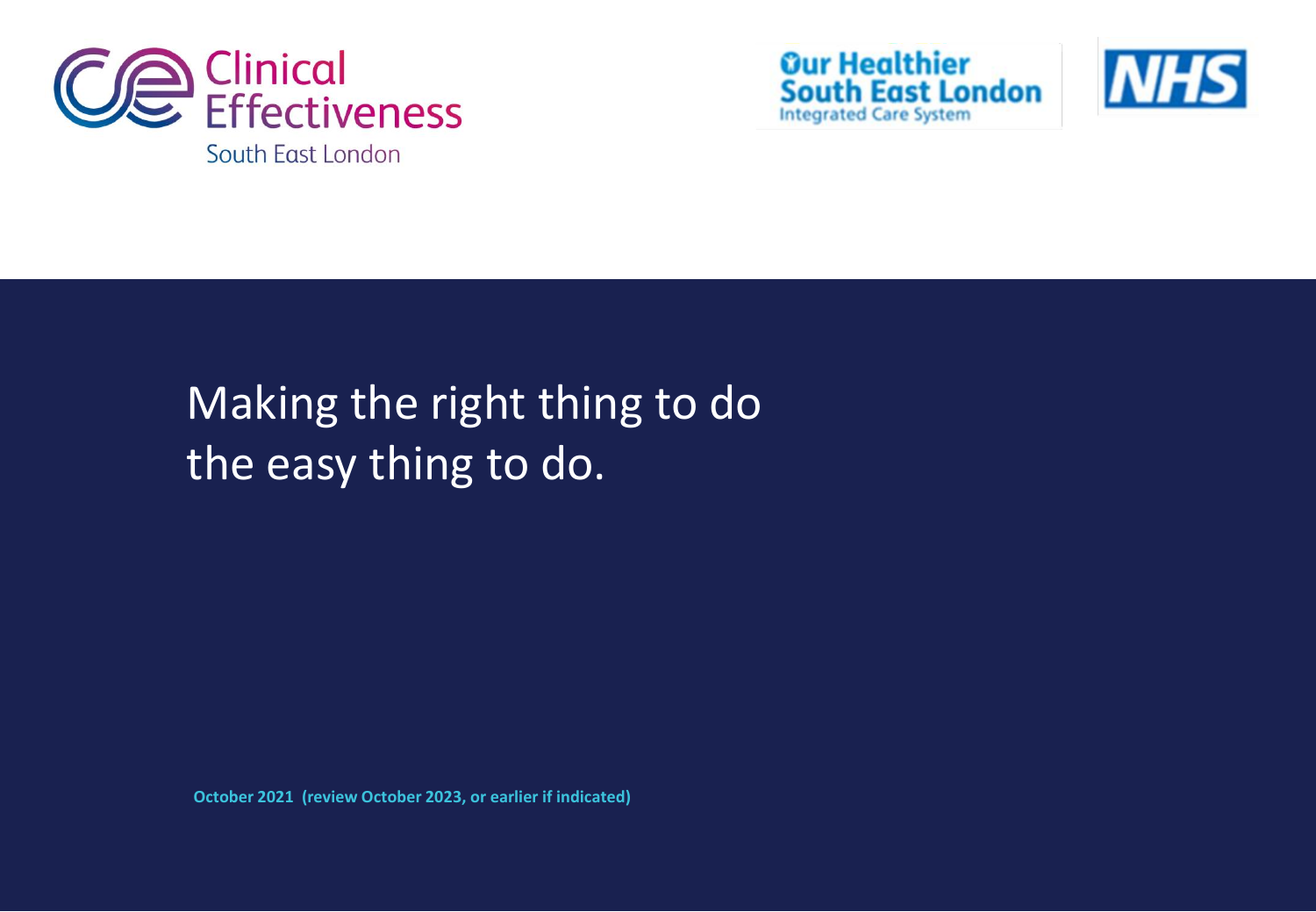Clinical Effectiveness South East London

Our Healthier South East London Integrated Care System

NHS

Making the right thing to do the easy thing to do.

**October 2021 (review October 2023, or earlier if indicated)**